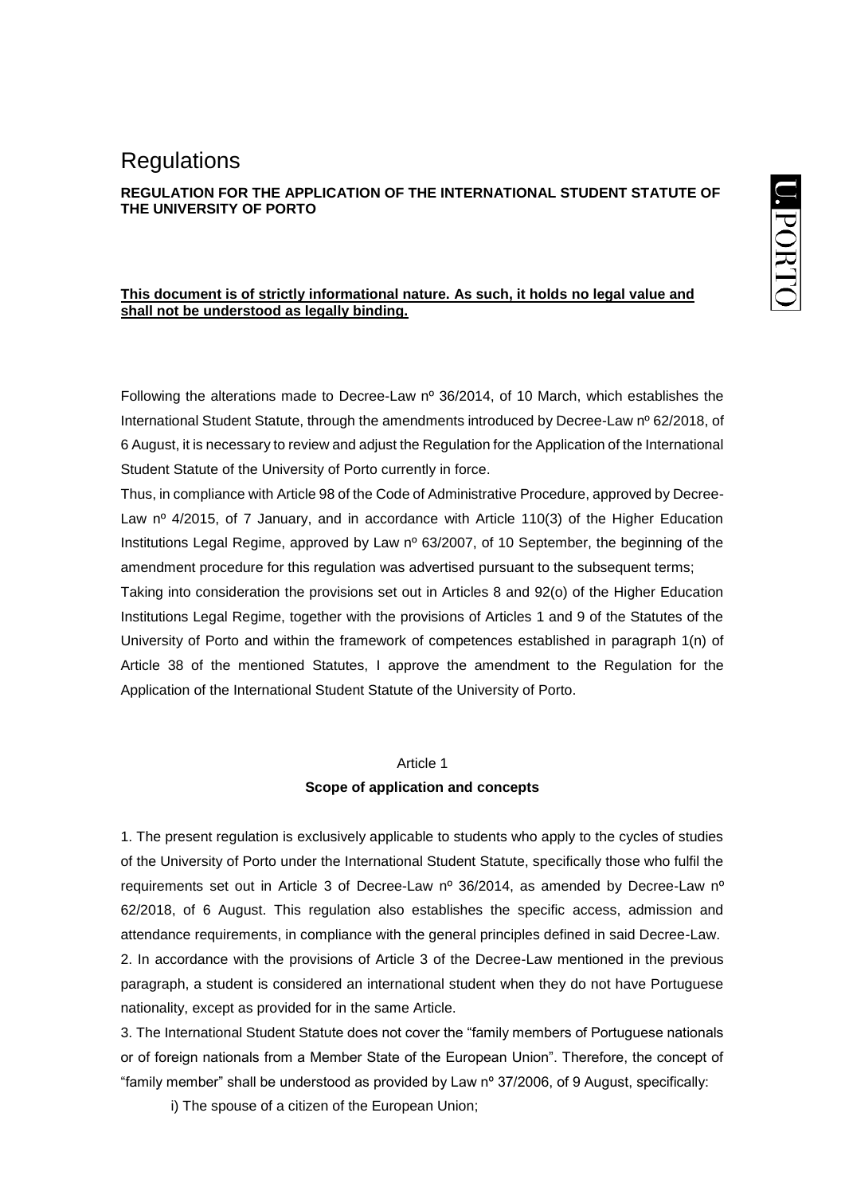# Regulations

**REGULATION FOR THE APPLICATION OF THE INTERNATIONAL STUDENT STATUTE OF THE UNIVERSITY OF PORTO**

**This document is of strictly informational nature. As such, it holds no legal value and shall not be understood as legally binding.**

Following the alterations made to Decree-Law nº 36/2014, of 10 March, which establishes the International Student Statute, through the amendments introduced by Decree-Law nº 62/2018, of 6 August, it is necessary to review and adjust the Regulation for the Application of the International Student Statute of the University of Porto currently in force.

Thus, in compliance with Article 98 of the Code of Administrative Procedure, approved by Decree-Law nº 4/2015, of 7 January, and in accordance with Article 110(3) of the Higher Education Institutions Legal Regime, approved by Law nº 63/2007, of 10 September, the beginning of the amendment procedure for this regulation was advertised pursuant to the subsequent terms;

Taking into consideration the provisions set out in Articles 8 and 92(o) of the Higher Education Institutions Legal Regime, together with the provisions of Articles 1 and 9 of the Statutes of the University of Porto and within the framework of competences established in paragraph 1(n) of Article 38 of the mentioned Statutes, I approve the amendment to the Regulation for the Application of the International Student Statute of the University of Porto.

## Article 1
### Scope of application and concepts

1. The present regulation is exclusively applicable to students who apply to the cycles of studies of the University of Porto under the International Student Statute, specifically those who fulfil the requirements set out in Article 3 of Decree-Law nº 36/2014, as amended by Decree-Law nº 62/2018, of 6 August. This regulation also establishes the specific access, admission and attendance requirements, in compliance with the general principles defined in said Decree-Law.

2. In accordance with the provisions of Article 3 of the Decree-Law mentioned in the previous paragraph, a student is considered an international student when they do not have Portuguese nationality, except as provided for in the same Article.

3. The International Student Statute does not cover the "family members of Portuguese nationals or of foreign nationals from a Member State of the European Union". Therefore, the concept of "family member" shall be understood as provided by Law nº 37/2006, of 9 August, specifically:

i) The spouse of a citizen of the European Union;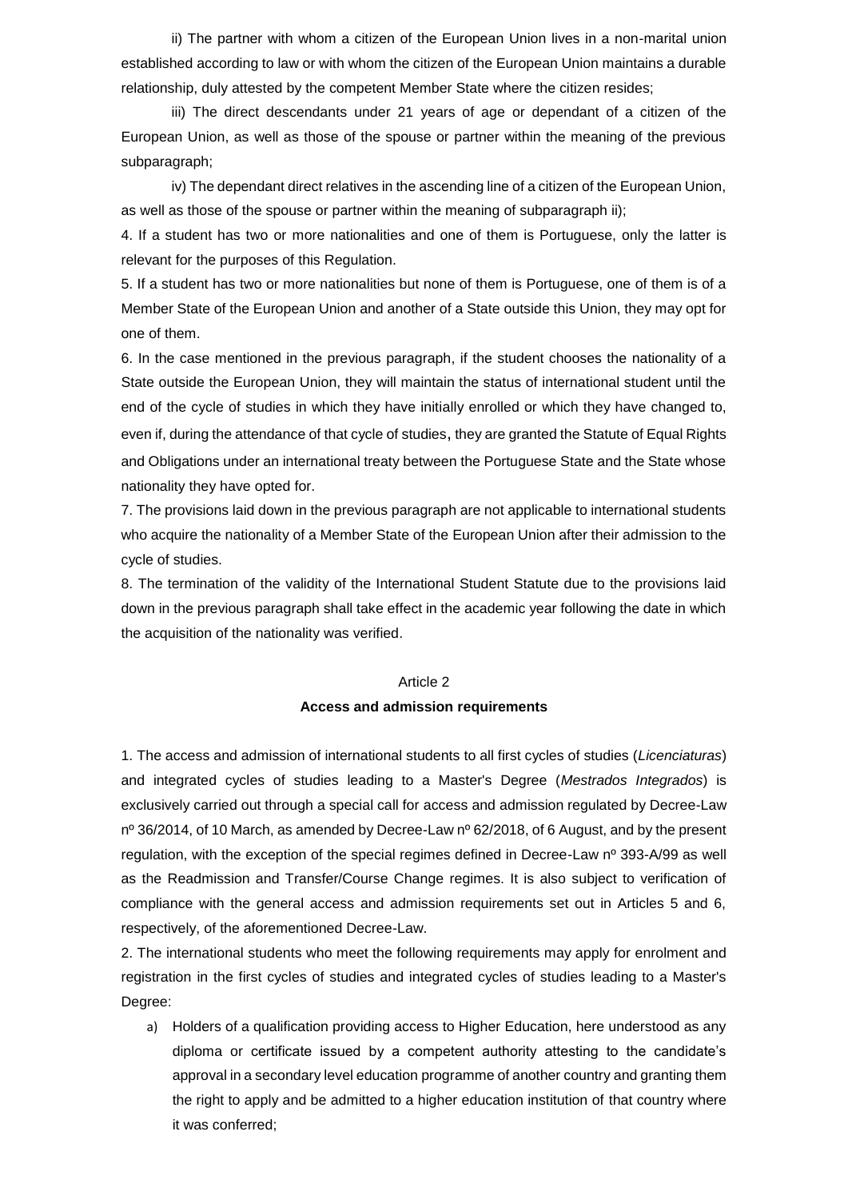ii) The partner with whom a citizen of the European Union lives in a non-marital union established according to law or with whom the citizen of the European Union maintains a durable relationship, duly attested by the competent Member State where the citizen resides;

iii) The direct descendants under 21 years of age or dependant of a citizen of the European Union, as well as those of the spouse or partner within the meaning of the previous subparagraph;

iv) The dependant direct relatives in the ascending line of a citizen of the European Union, as well as those of the spouse or partner within the meaning of subparagraph ii);

4. If a student has two or more nationalities and one of them is Portuguese, only the latter is relevant for the purposes of this Regulation.

5. If a student has two or more nationalities but none of them is Portuguese, one of them is of a Member State of the European Union and another of a State outside this Union, they may opt for one of them.

6. In the case mentioned in the previous paragraph, if the student chooses the nationality of a State outside the European Union, they will maintain the status of international student until the end of the cycle of studies in which they have initially enrolled or which they have changed to, even if, during the attendance of that cycle of studies, they are granted the Statute of Equal Rights and Obligations under an international treaty between the Portuguese State and the State whose nationality they have opted for.

7. The provisions laid down in the previous paragraph are not applicable to international students who acquire the nationality of a Member State of the European Union after their admission to the cycle of studies.

8. The termination of the validity of the International Student Statute due to the provisions laid down in the previous paragraph shall take effect in the academic year following the date in which the acquisition of the nationality was verified.

## Article 2

### **Access and admission requirements**

1. The access and admission of international students to all first cycles of studies (*Licenciaturas*) and integrated cycles of studies leading to a Master's Degree (*Mestrados Integrados*) is exclusively carried out through a special call for access and admission regulated by Decree-Law nº 36/2014, of 10 March, as amended by Decree-Law nº 62/2018, of 6 August, and by the present regulation, with the exception of the special regimes defined in Decree-Law nº 393-A/99 as well as the Readmission and Transfer/Course Change regimes. It is also subject to verification of compliance with the general access and admission requirements set out in Articles 5 and 6, respectively, of the aforementioned Decree-Law.

2. The international students who meet the following requirements may apply for enrolment and registration in the first cycles of studies and integrated cycles of studies leading to a Master's Degree:

a) Holders of a qualification providing access to Higher Education, here understood as any diploma or certificate issued by a competent authority attesting to the candidate's approval in a secondary level education programme of another country and granting them the right to apply and be admitted to a higher education institution of that country where it was conferred;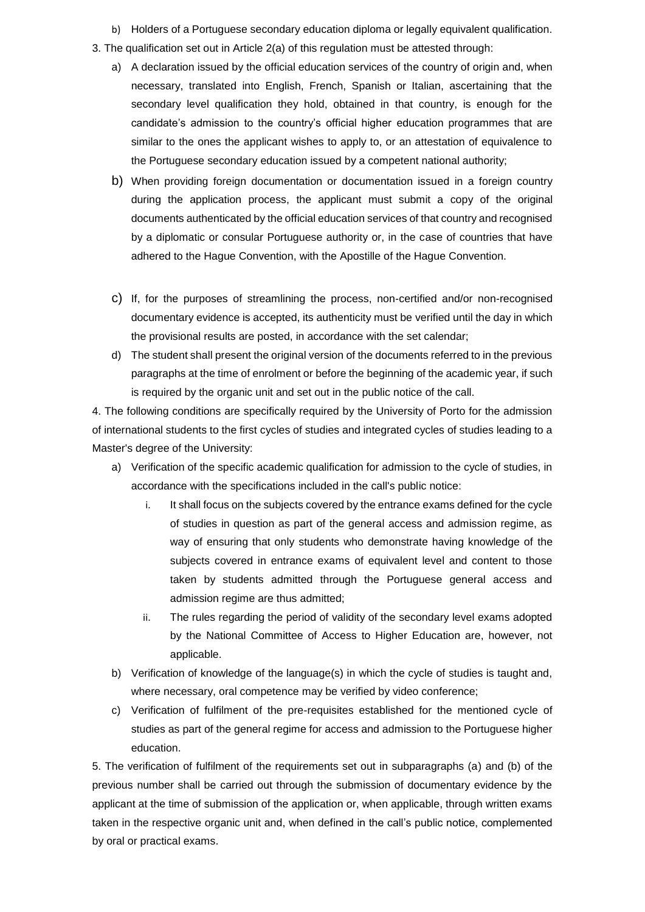b) Holders of a Portuguese secondary education diploma or legally equivalent qualification.

3. The qualification set out in Article 2(a) of this regulation must be attested through:

a) A declaration issued by the official education services of the country of origin and, when necessary, translated into English, French, Spanish or Italian, ascertaining that the secondary level qualification they hold, obtained in that country, is enough for the candidate's admission to the country's official higher education programmes that are similar to the ones the applicant wishes to apply to, or an attestation of equivalence to the Portuguese secondary education issued by a competent national authority;

b) When providing foreign documentation or documentation issued in a foreign country during the application process, the applicant must submit a copy of the original documents authenticated by the official education services of that country and recognised by a diplomatic or consular Portuguese authority or, in the case of countries that have adhered to the Hague Convention, with the Apostille of the Hague Convention.

c) If, for the purposes of streamlining the process, non-certified and/or non-recognised documentary evidence is accepted, its authenticity must be verified until the day in which the provisional results are posted, in accordance with the set calendar;

d) The student shall present the original version of the documents referred to in the previous paragraphs at the time of enrolment or before the beginning of the academic year, if such is required by the organic unit and set out in the public notice of the call.

4. The following conditions are specifically required by the University of Porto for the admission of international students to the first cycles of studies and integrated cycles of studies leading to a Master's degree of the University:

a) Verification of the specific academic qualification for admission to the cycle of studies, in accordance with the specifications included in the call's public notice:

   i. It shall focus on the subjects covered by the entrance exams defined for the cycle of studies in question as part of the general access and admission regime, as way of ensuring that only students who demonstrate having knowledge of the subjects covered in entrance exams of equivalent level and content to those taken by students admitted through the Portuguese general access and admission regime are thus admitted;

   ii. The rules regarding the period of validity of the secondary level exams adopted by the National Committee of Access to Higher Education are, however, not applicable.

b) Verification of knowledge of the language(s) in which the cycle of studies is taught and, where necessary, oral competence may be verified by video conference;

c) Verification of fulfilment of the pre-requisites established for the mentioned cycle of studies as part of the general regime for access and admission to the Portuguese higher education.

5. The verification of fulfilment of the requirements set out in subparagraphs (a) and (b) of the previous number shall be carried out through the submission of documentary evidence by the applicant at the time of submission of the application or, when applicable, through written exams taken in the respective organic unit and, when defined in the call's public notice, complemented by oral or practical exams.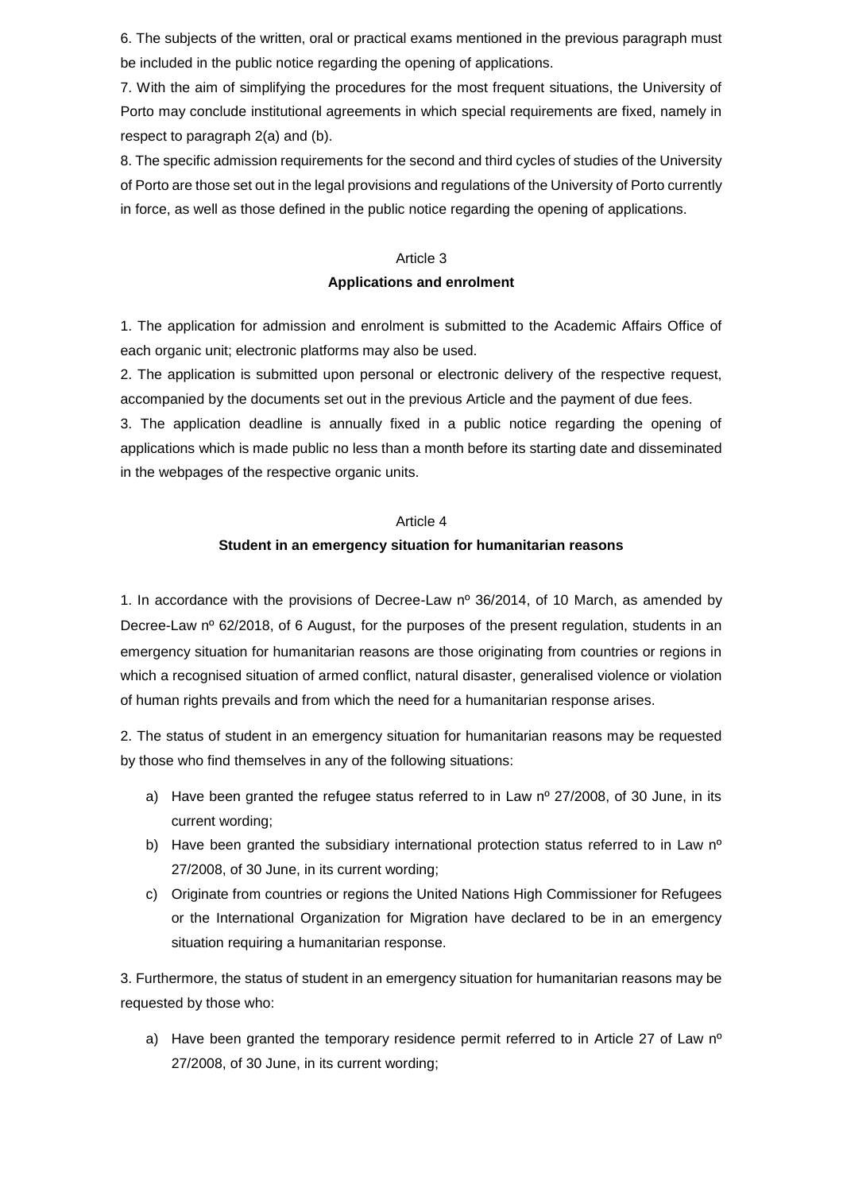6. The subjects of the written, oral or practical exams mentioned in the previous paragraph must be included in the public notice regarding the opening of applications.

7. With the aim of simplifying the procedures for the most frequent situations, the University of Porto may conclude institutional agreements in which special requirements are fixed, namely in respect to paragraph 2(a) and (b).

8. The specific admission requirements for the second and third cycles of studies of the University of Porto are those set out in the legal provisions and regulations of the University of Porto currently in force, as well as those defined in the public notice regarding the opening of applications.

Article 3

**Applications and enrolment**

1. The application for admission and enrolment is submitted to the Academic Affairs Office of each organic unit; electronic platforms may also be used.

2. The application is submitted upon personal or electronic delivery of the respective request, accompanied by the documents set out in the previous Article and the payment of due fees.

3. The application deadline is annually fixed in a public notice regarding the opening of applications which is made public no less than a month before its starting date and disseminated in the webpages of the respective organic units.

Article 4

**Student in an emergency situation for humanitarian reasons**

1. In accordance with the provisions of Decree-Law nº 36/2014, of 10 March, as amended by Decree-Law nº 62/2018, of 6 August, for the purposes of the present regulation, students in an emergency situation for humanitarian reasons are those originating from countries or regions in which a recognised situation of armed conflict, natural disaster, generalised violence or violation of human rights prevails and from which the need for a humanitarian response arises.

2. The status of student in an emergency situation for humanitarian reasons may be requested by those who find themselves in any of the following situations:

a) Have been granted the refugee status referred to in Law nº 27/2008, of 30 June, in its current wording;

b) Have been granted the subsidiary international protection status referred to in Law nº 27/2008, of 30 June, in its current wording;

c) Originate from countries or regions the United Nations High Commissioner for Refugees or the International Organization for Migration have declared to be in an emergency situation requiring a humanitarian response.

3. Furthermore, the status of student in an emergency situation for humanitarian reasons may be requested by those who:

a) Have been granted the temporary residence permit referred to in Article 27 of Law nº 27/2008, of 30 June, in its current wording;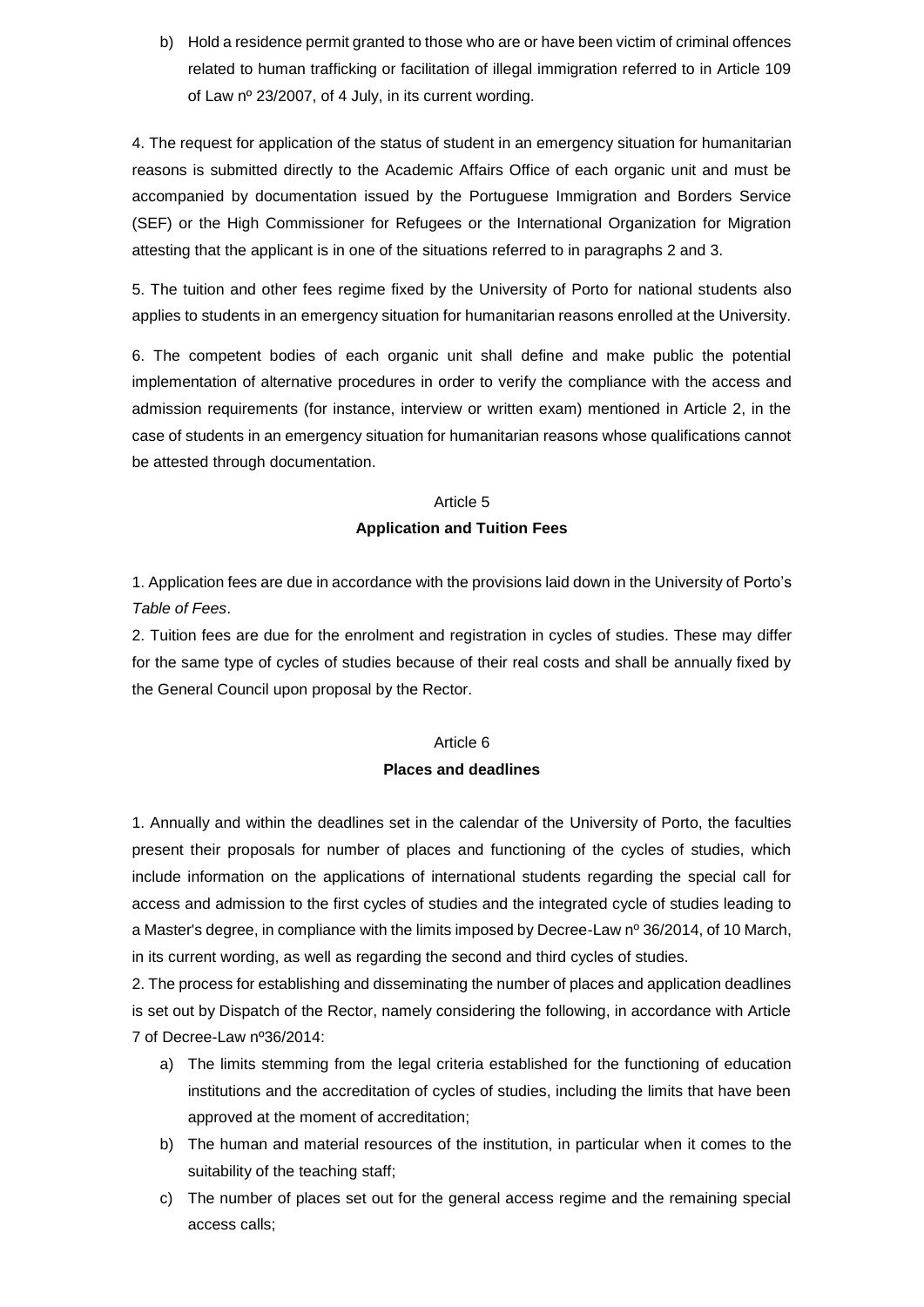b) Hold a residence permit granted to those who are or have been victim of criminal offences related to human trafficking or facilitation of illegal immigration referred to in Article 109 of Law nº 23/2007, of 4 July, in its current wording.

4. The request for application of the status of student in an emergency situation for humanitarian reasons is submitted directly to the Academic Affairs Office of each organic unit and must be accompanied by documentation issued by the Portuguese Immigration and Borders Service (SEF) or the High Commissioner for Refugees or the International Organization for Migration attesting that the applicant is in one of the situations referred to in paragraphs 2 and 3.

5. The tuition and other fees regime fixed by the University of Porto for national students also applies to students in an emergency situation for humanitarian reasons enrolled at the University.

6. The competent bodies of each organic unit shall define and make public the potential implementation of alternative procedures in order to verify the compliance with the access and admission requirements (for instance, interview or written exam) mentioned in Article 2, in the case of students in an emergency situation for humanitarian reasons whose qualifications cannot be attested through documentation.

## Article 5
## Application and Tuition Fees

1. Application fees are due in accordance with the provisions laid down in the University of Porto's *Table of Fees*.

2. Tuition fees are due for the enrolment and registration in cycles of studies. These may differ for the same type of cycles of studies because of their real costs and shall be annually fixed by the General Council upon proposal by the Rector.

## Article 6
## Places and deadlines

1. Annually and within the deadlines set in the calendar of the University of Porto, the faculties present their proposals for number of places and functioning of the cycles of studies, which include information on the applications of international students regarding the special call for access and admission to the first cycles of studies and the integrated cycle of studies leading to a Master's degree, in compliance with the limits imposed by Decree-Law nº 36/2014, of 10 March, in its current wording, as well as regarding the second and third cycles of studies.

2. The process for establishing and disseminating the number of places and application deadlines is set out by Dispatch of the Rector, namely considering the following, in accordance with Article 7 of Decree-Law nº36/2014:

a) The limits stemming from the legal criteria established for the functioning of education institutions and the accreditation of cycles of studies, including the limits that have been approved at the moment of accreditation;

b) The human and material resources of the institution, in particular when it comes to the suitability of the teaching staff;

c) The number of places set out for the general access regime and the remaining special access calls;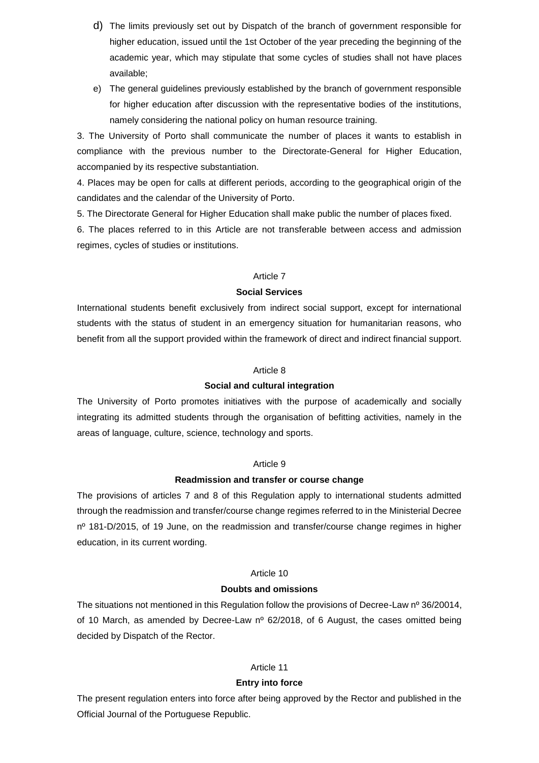d) The limits previously set out by Dispatch of the branch of government responsible for higher education, issued until the 1st October of the year preceding the beginning of the academic year, which may stipulate that some cycles of studies shall not have places available;

e) The general guidelines previously established by the branch of government responsible for higher education after discussion with the representative bodies of the institutions, namely considering the national policy on human resource training.

3. The University of Porto shall communicate the number of places it wants to establish in compliance with the previous number to the Directorate-General for Higher Education, accompanied by its respective substantiation.

4. Places may be open for calls at different periods, according to the geographical origin of the candidates and the calendar of the University of Porto.

5. The Directorate General for Higher Education shall make public the number of places fixed.

6. The places referred to in this Article are not transferable between access and admission regimes, cycles of studies or institutions.

Article 7

**Social Services**

International students benefit exclusively from indirect social support, except for international students with the status of student in an emergency situation for humanitarian reasons, who benefit from all the support provided within the framework of direct and indirect financial support.

Article 8

**Social and cultural integration**

The University of Porto promotes initiatives with the purpose of academically and socially integrating its admitted students through the organisation of befitting activities, namely in the areas of language, culture, science, technology and sports.

Article 9

**Readmission and transfer or course change**

The provisions of articles 7 and 8 of this Regulation apply to international students admitted through the readmission and transfer/course change regimes referred to in the Ministerial Decree nº 181-D/2015, of 19 June, on the readmission and transfer/course change regimes in higher education, in its current wording.

Article 10

**Doubts and omissions**

The situations not mentioned in this Regulation follow the provisions of Decree-Law nº 36/20014, of 10 March, as amended by Decree-Law nº 62/2018, of 6 August, the cases omitted being decided by Dispatch of the Rector.

Article 11

**Entry into force**

The present regulation enters into force after being approved by the Rector and published in the Official Journal of the Portuguese Republic.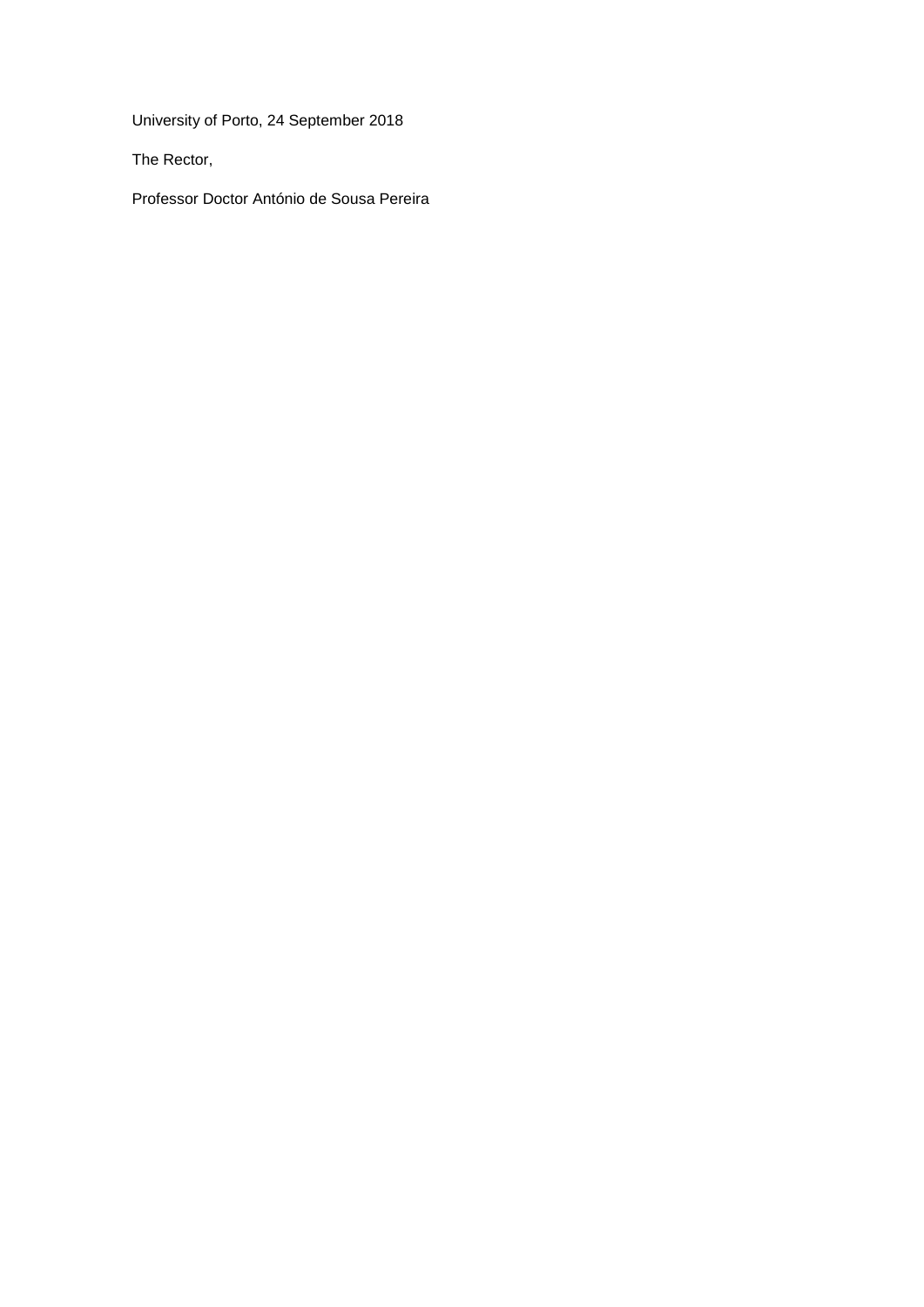University of Porto, 24 September 2018

The Rector,

Professor Doctor António de Sousa Pereira